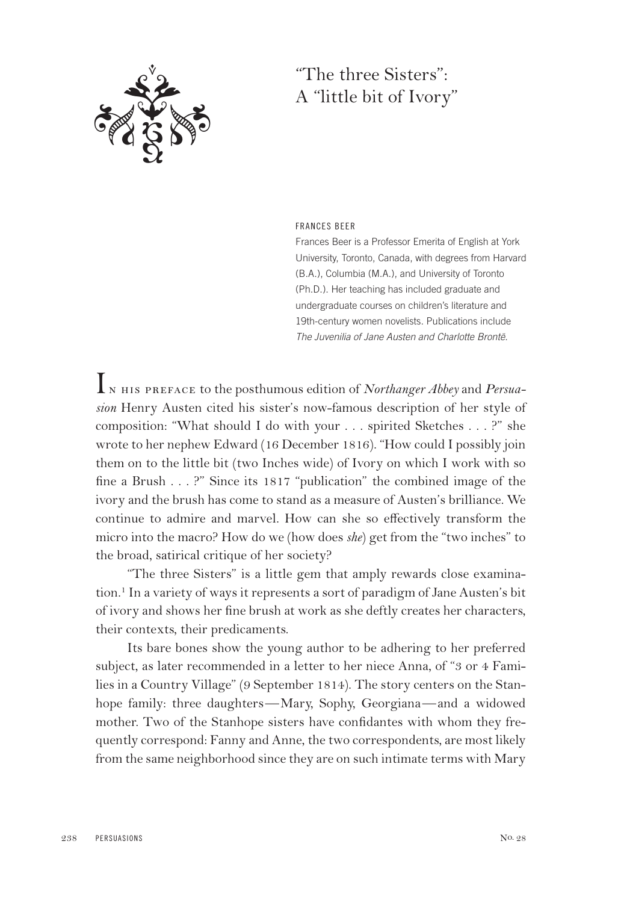# "The three Sisters": A "little bit of Ivory"

FRANCES BEER

Frances Beer is a Professor Emerita of English at York University, Toronto, Canada, with degrees from Harvard (B.A.), Columbia (M.A.), and University of Toronto (Ph.D.). Her teaching has included graduate and undergraduate courses on children's literature and 19th-century women novelists. Publications include *The Juvenilia of Jane Austen and Charlotte Brontë*.

In his preface to the posthumous edition of *Northanger Abbey* and *Persuasion* Henry Austen cited his sister's now-famous description of her style of composition: "What should I do with your . . . spirited Sketches . . . ?" she wrote to her nephew Edward (16 December 1816). "How could I possibly join them on to the little bit (two Inches wide) of Ivory on which I work with so fine a Brush . . . ?" Since its 1817 "publication" the combined image of the ivory and the brush has come to stand as a measure of Austen's brilliance. We continue to admire and marvel. How can she so effectively transform the micro into the macro? How do we (how does *she*) get from the "two inches" to the broad, satirical critique of her society?

"The three Sisters" is a little gem that amply rewards close examination.[1] In a variety of ways it represents a sort of paradigm of Jane Austen's bit of ivory and shows her fine brush at work as she deftly creates her characters, their contexts, their predicaments.

Its bare bones show the young author to be adhering to her preferred subject, as later recommended in a letter to her niece Anna, of "3 or 4 Families in a Country Village" (9 September 1814). The story centers on the Stanhope family: three daughters—Mary, Sophy, Georgiana—and a widowed mother. Two of the Stanhope sisters have confidantes with whom they frequently correspond: Fanny and Anne, the two correspondents, are most likely from the same neighborhood since they are on such intimate terms with Mary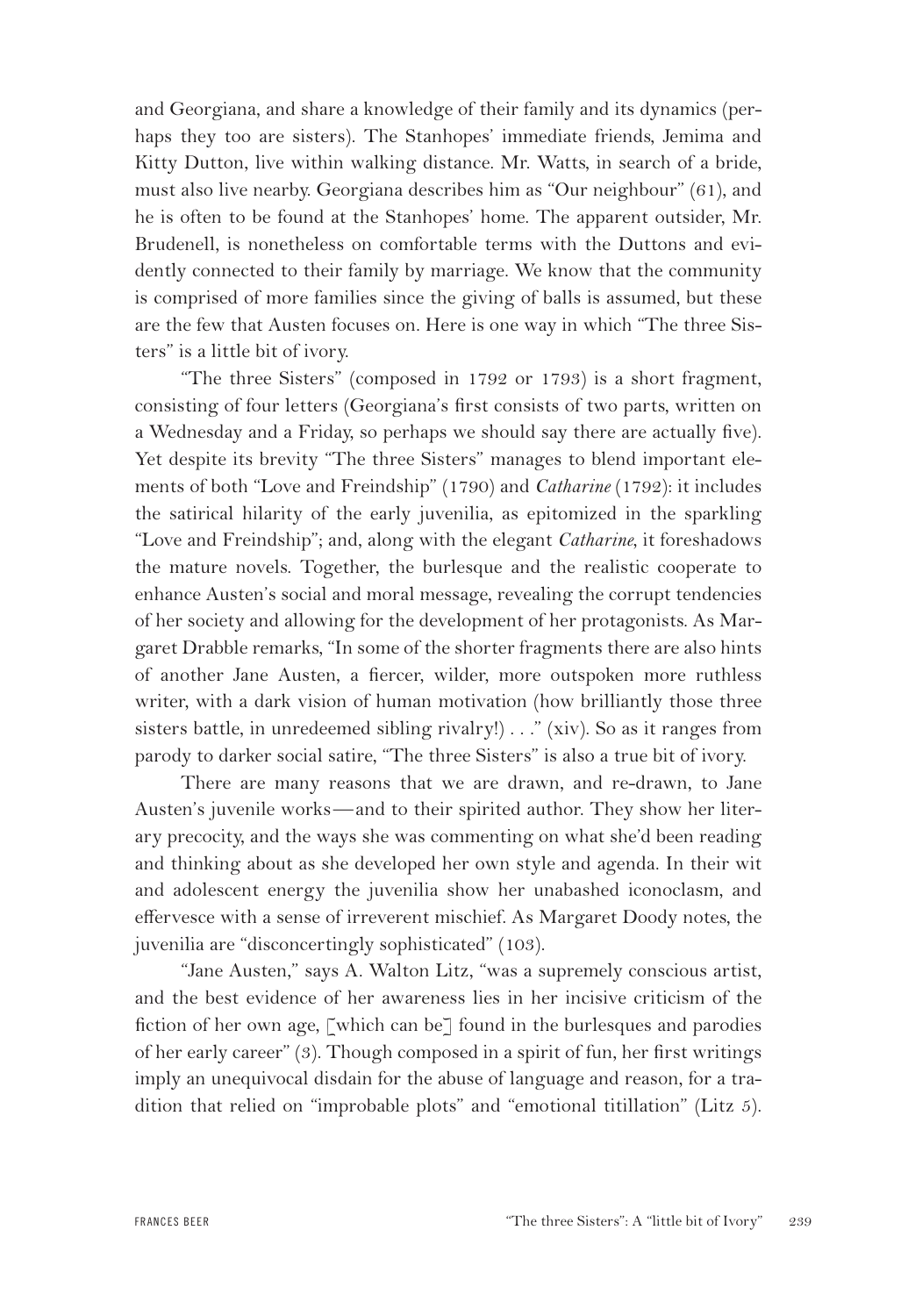and Georgiana, and share a knowledge of their family and its dynamics (perhaps they too are sisters). The Stanhopes' immediate friends, Jemima and Kitty Dutton, live within walking distance. Mr. Watts, in search of a bride, must also live nearby. Georgiana describes him as "Our neighbour" (61), and he is often to be found at the Stanhopes' home. The apparent outsider, Mr. Brudenell, is nonetheless on comfortable terms with the Duttons and evidently connected to their family by marriage. We know that the community is comprised of more families since the giving of balls is assumed, but these are the few that Austen focuses on. Here is one way in which "The three Sisters" is a little bit of ivory.

"The three Sisters" (composed in 1792 or 1793) is a short fragment, consisting of four letters (Georgiana's first consists of two parts, written on a Wednesday and a Friday, so perhaps we should say there are actually five). Yet despite its brevity "The three Sisters" manages to blend important elements of both "Love and Freindship" (1790) and *Catharine* (1792): it includes the satirical hilarity of the early juvenilia, as epitomized in the sparkling "Love and Freindship"; and, along with the elegant *Catharine*, it foreshadows the mature novels. Together, the burlesque and the realistic cooperate to enhance Austen's social and moral message, revealing the corrupt tendencies of her society and allowing for the development of her protagonists. As Margaret Drabble remarks, "In some of the shorter fragments there are also hints of another Jane Austen, a fiercer, wilder, more outspoken more ruthless writer, with a dark vision of human motivation (how brilliantly those three sisters battle, in unredeemed sibling rivalry!) . . ." (xiv). So as it ranges from parody to darker social satire, "The three Sisters" is also a true bit of ivory.

There are many reasons that we are drawn, and re-drawn, to Jane Austen's juvenile works—and to their spirited author. They show her literary precocity, and the ways she was commenting on what she'd been reading and thinking about as she developed her own style and agenda. In their wit and adolescent energy the juvenilia show her unabashed iconoclasm, and effervesce with a sense of irreverent mischief. As Margaret Doody notes, the juvenilia are "disconcertingly sophisticated" (103).

"Jane Austen," says A. Walton Litz, "was a supremely conscious artist, and the best evidence of her awareness lies in her incisive criticism of the fiction of her own age, [which can be] found in the burlesques and parodies of her early career" (3). Though composed in a spirit of fun, her first writings imply an unequivocal disdain for the abuse of language and reason, for a tradition that relied on "improbable plots" and "emotional titillation" (Litz 5).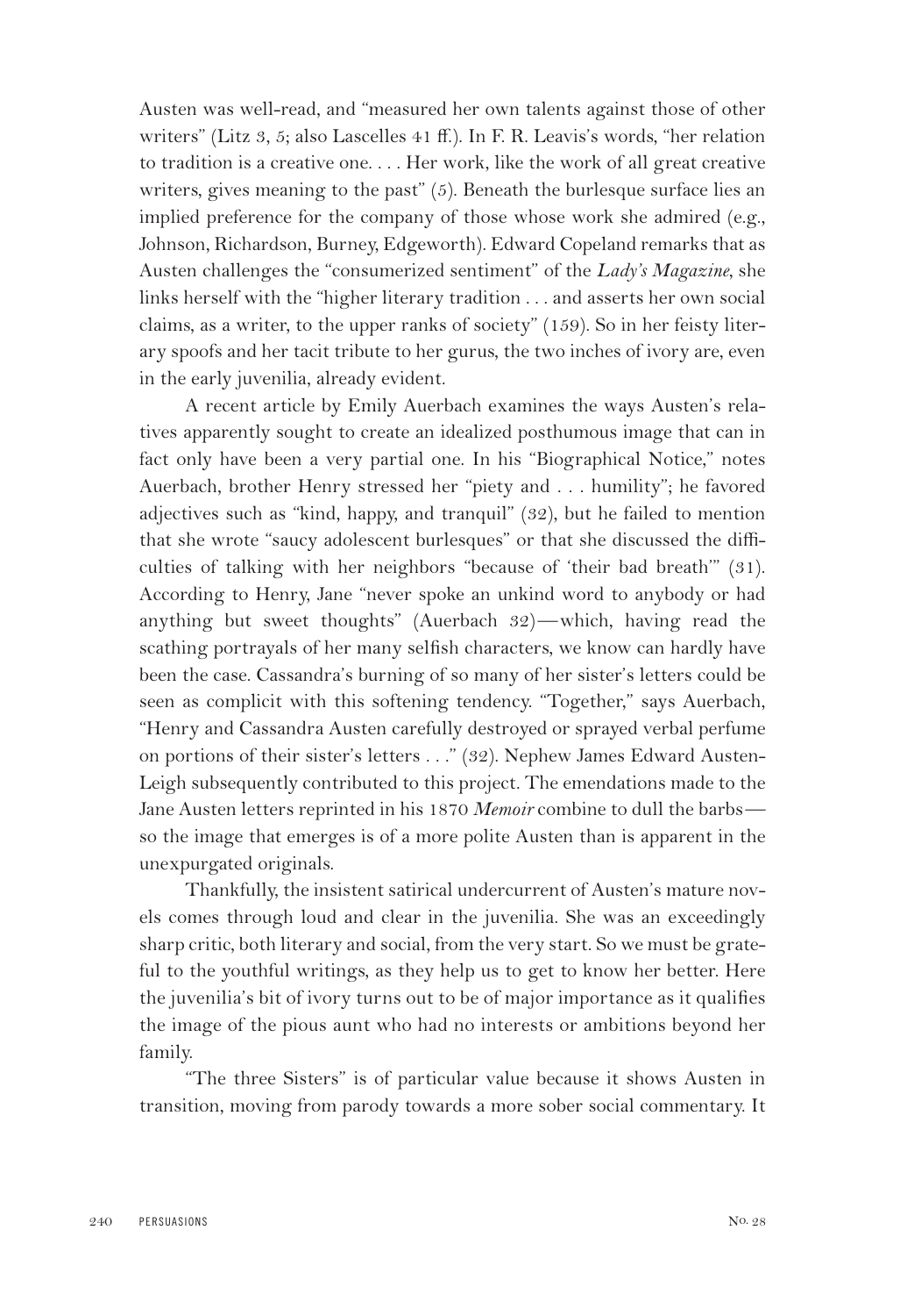Austen was well-read, and "measured her own talents against those of other writers" (Litz 3, 5; also Lascelles 41 ff.). In F. R. Leavis's words, "her relation to tradition is a creative one. . . . Her work, like the work of all great creative writers, gives meaning to the past" (5). Beneath the burlesque surface lies an implied preference for the company of those whose work she admired (e.g., Johnson, Richardson, Burney, Edgeworth). Edward Copeland remarks that as Austen challenges the "consumerized sentiment" of the *Lady's Magazine*, she links herself with the "higher literary tradition . . . and asserts her own social claims, as a writer, to the upper ranks of society" (159). So in her feisty literary spoofs and her tacit tribute to her gurus, the two inches of ivory are, even in the early juvenilia, already evident.

A recent article by Emily Auerbach examines the ways Austen's relatives apparently sought to create an idealized posthumous image that can in fact only have been a very partial one. In his "Biographical Notice," notes Auerbach, brother Henry stressed her "piety and . . . humility"; he favored adjectives such as "kind, happy, and tranquil" (32), but he failed to mention that she wrote "saucy adolescent burlesques" or that she discussed the difficulties of talking with her neighbors "because of 'their bad breath'" (31). According to Henry, Jane "never spoke an unkind word to anybody or had anything but sweet thoughts" (Auerbach 32)—which, having read the scathing portrayals of her many selfish characters, we know can hardly have been the case. Cassandra's burning of so many of her sister's letters could be seen as complicit with this softening tendency. "Together," says Auerbach, "Henry and Cassandra Austen carefully destroyed or sprayed verbal perfume on portions of their sister's letters . . ." (32). Nephew James Edward Austen-Leigh subsequently contributed to this project. The emendations made to the Jane Austen letters reprinted in his 1870 *Memoir* combine to dull the barbs—so the image that emerges is of a more polite Austen than is apparent in the unexpurgated originals.

Thankfully, the insistent satirical undercurrent of Austen's mature novels comes through loud and clear in the juvenilia. She was an exceedingly sharp critic, both literary and social, from the very start. So we must be grateful to the youthful writings, as they help us to get to know her better. Here the juvenilia's bit of ivory turns out to be of major importance as it qualifies the image of the pious aunt who had no interests or ambitions beyond her family.

"The three Sisters" is of particular value because it shows Austen in transition, moving from parody towards a more sober social commentary. It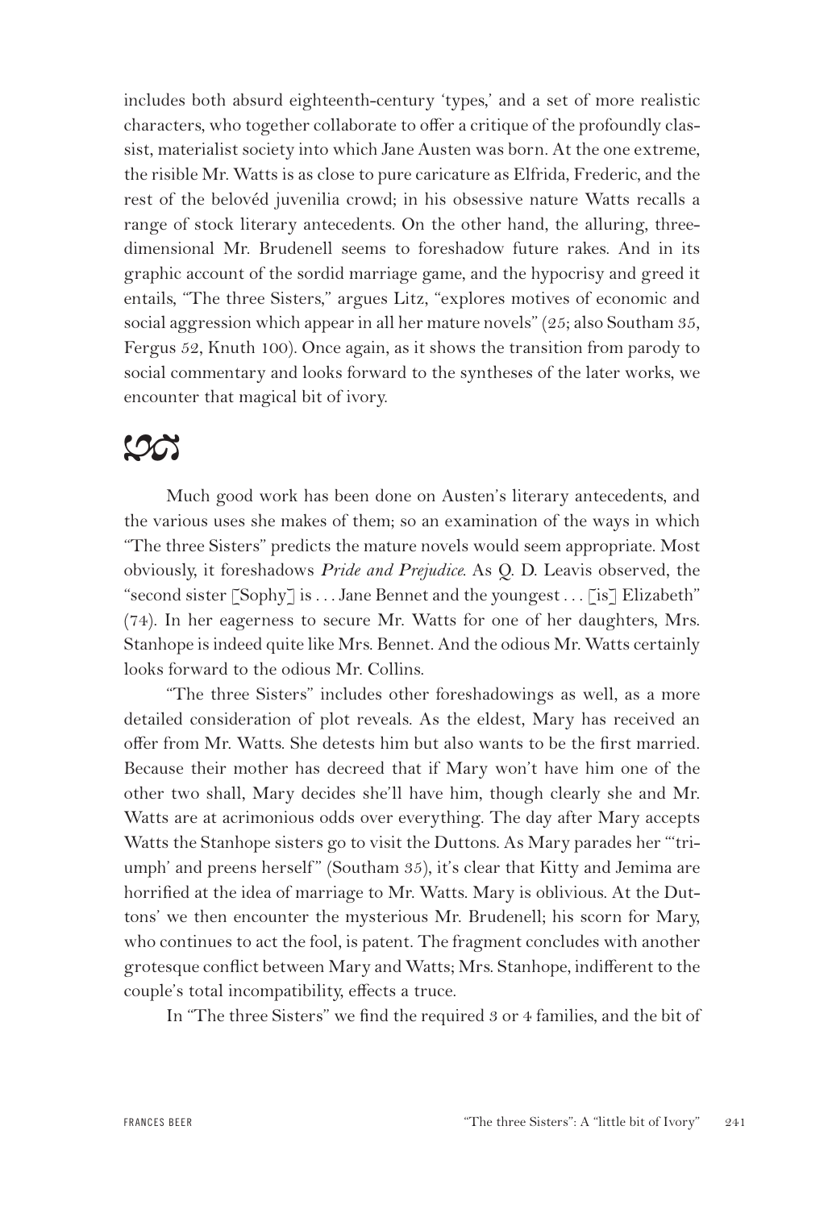includes both absurd eighteenth-century 'types,' and a set of more realistic characters, who together collaborate to offer a critique of the profoundly classist, materialist society into which Jane Austen was born. At the one extreme, the risible Mr. Watts is as close to pure caricature as Elfrida, Frederic, and the rest of the belovéd juvenilia crowd; in his obsessive nature Watts recalls a range of stock literary antecedents. On the other hand, the alluring, three-dimensional Mr. Brudenell seems to foreshadow future rakes. And in its graphic account of the sordid marriage game, and the hypocrisy and greed it entails, "The three Sisters," argues Litz, "explores motives of economic and social aggression which appear in all her mature novels" (25; also Southam 35, Fergus 52, Knuth 100). Once again, as it shows the transition from parody to social commentary and looks forward to the syntheses of the later works, we encounter that magical bit of ivory.

Much good work has been done on Austen's literary antecedents, and the various uses she makes of them; so an examination of the ways in which "The three Sisters" predicts the mature novels would seem appropriate. Most obviously, it foreshadows *Pride and Prejudice*. As Q. D. Leavis observed, the "second sister [Sophy] is . . . Jane Bennet and the youngest . . . [is] Elizabeth" (74). In her eagerness to secure Mr. Watts for one of her daughters, Mrs. Stanhope is indeed quite like Mrs. Bennet. And the odious Mr. Watts certainly looks forward to the odious Mr. Collins.

"The three Sisters" includes other foreshadowings as well, as a more detailed consideration of plot reveals. As the eldest, Mary has received an offer from Mr. Watts. She detests him but also wants to be the first married. Because their mother has decreed that if Mary won't have him one of the other two shall, Mary decides she'll have him, though clearly she and Mr. Watts are at acrimonious odds over everything. The day after Mary accepts Watts the Stanhope sisters go to visit the Duttons. As Mary parades her "'triumph' and preens herself" (Southam 35), it's clear that Kitty and Jemima are horrified at the idea of marriage to Mr. Watts. Mary is oblivious. At the Duttons' we then encounter the mysterious Mr. Brudenell; his scorn for Mary, who continues to act the fool, is patent. The fragment concludes with another grotesque conflict between Mary and Watts; Mrs. Stanhope, indifferent to the couple's total incompatibility, effects a truce.

In "The three Sisters" we find the required 3 or 4 families, and the bit of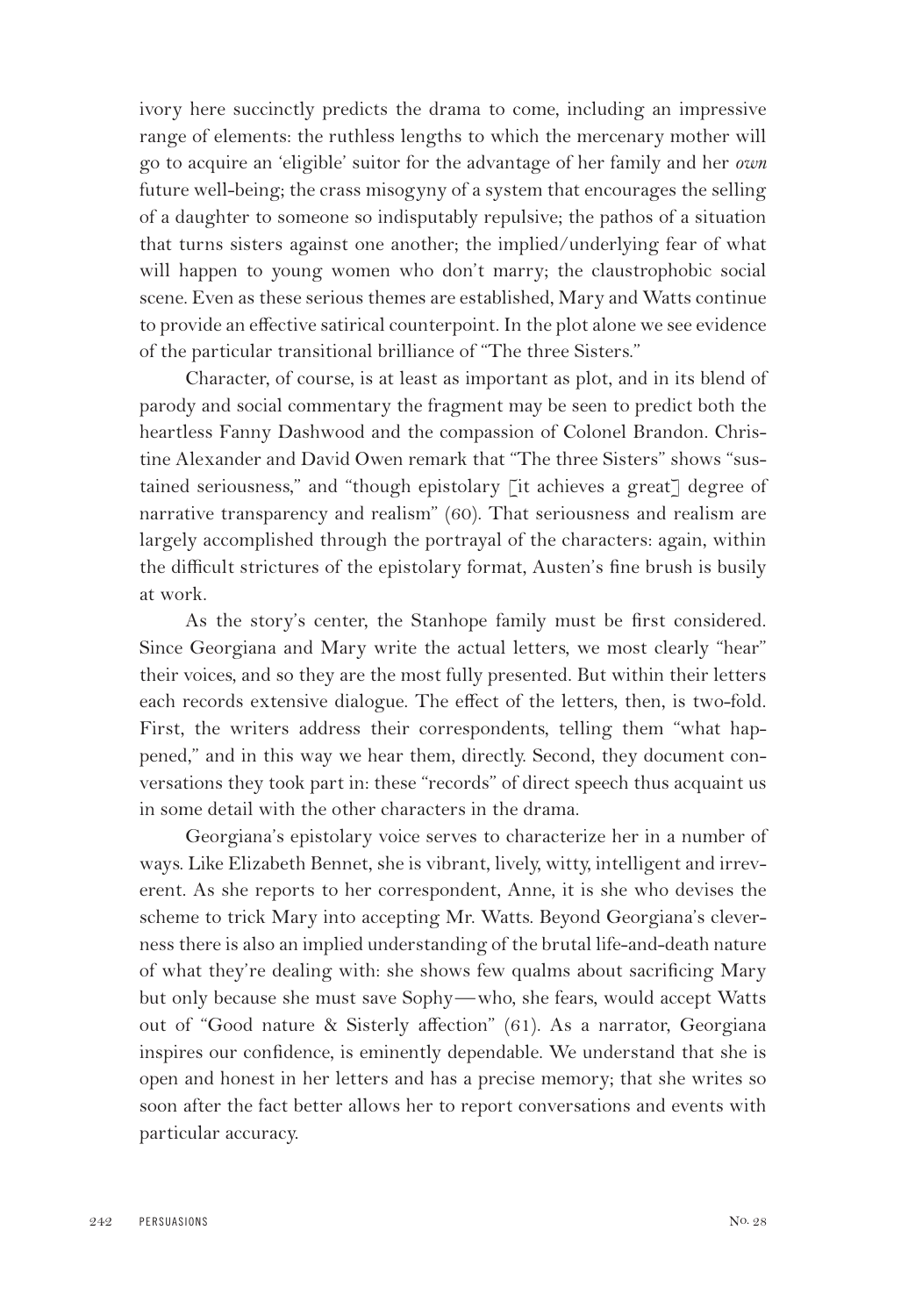ivory here succinctly predicts the drama to come, including an impressive range of elements: the ruthless lengths to which the mercenary mother will go to acquire an 'eligible' suitor for the advantage of her family and her *own* future well-being; the crass misogyny of a system that encourages the selling of a daughter to someone so indisputably repulsive; the pathos of a situation that turns sisters against one another; the implied/underlying fear of what will happen to young women who don't marry; the claustrophobic social scene. Even as these serious themes are established, Mary and Watts continue to provide an effective satirical counterpoint. In the plot alone we see evidence of the particular transitional brilliance of "The three Sisters."

Character, of course, is at least as important as plot, and in its blend of parody and social commentary the fragment may be seen to predict both the heartless Fanny Dashwood and the compassion of Colonel Brandon. Christine Alexander and David Owen remark that "The three Sisters" shows "sustained seriousness," and "though epistolary [it achieves a great] degree of narrative transparency and realism" (60). That seriousness and realism are largely accomplished through the portrayal of the characters: again, within the difficult strictures of the epistolary format, Austen's fine brush is busily at work.

As the story's center, the Stanhope family must be first considered. Since Georgiana and Mary write the actual letters, we most clearly "hear" their voices, and so they are the most fully presented. But within their letters each records extensive dialogue. The effect of the letters, then, is two-fold. First, the writers address their correspondents, telling them "what happened," and in this way we hear them, directly. Second, they document conversations they took part in: these "records" of direct speech thus acquaint us in some detail with the other characters in the drama.

Georgiana's epistolary voice serves to characterize her in a number of ways. Like Elizabeth Bennet, she is vibrant, lively, witty, intelligent and irreverent. As she reports to her correspondent, Anne, it is she who devises the scheme to trick Mary into accepting Mr. Watts. Beyond Georgiana's cleverness there is also an implied understanding of the brutal life-and-death nature of what they're dealing with: she shows few qualms about sacrificing Mary but only because she must save Sophy—who, she fears, would accept Watts out of "Good nature & Sisterly affection" (61). As a narrator, Georgiana inspires our confidence, is eminently dependable. We understand that she is open and honest in her letters and has a precise memory; that she writes so soon after the fact better allows her to report conversations and events with particular accuracy.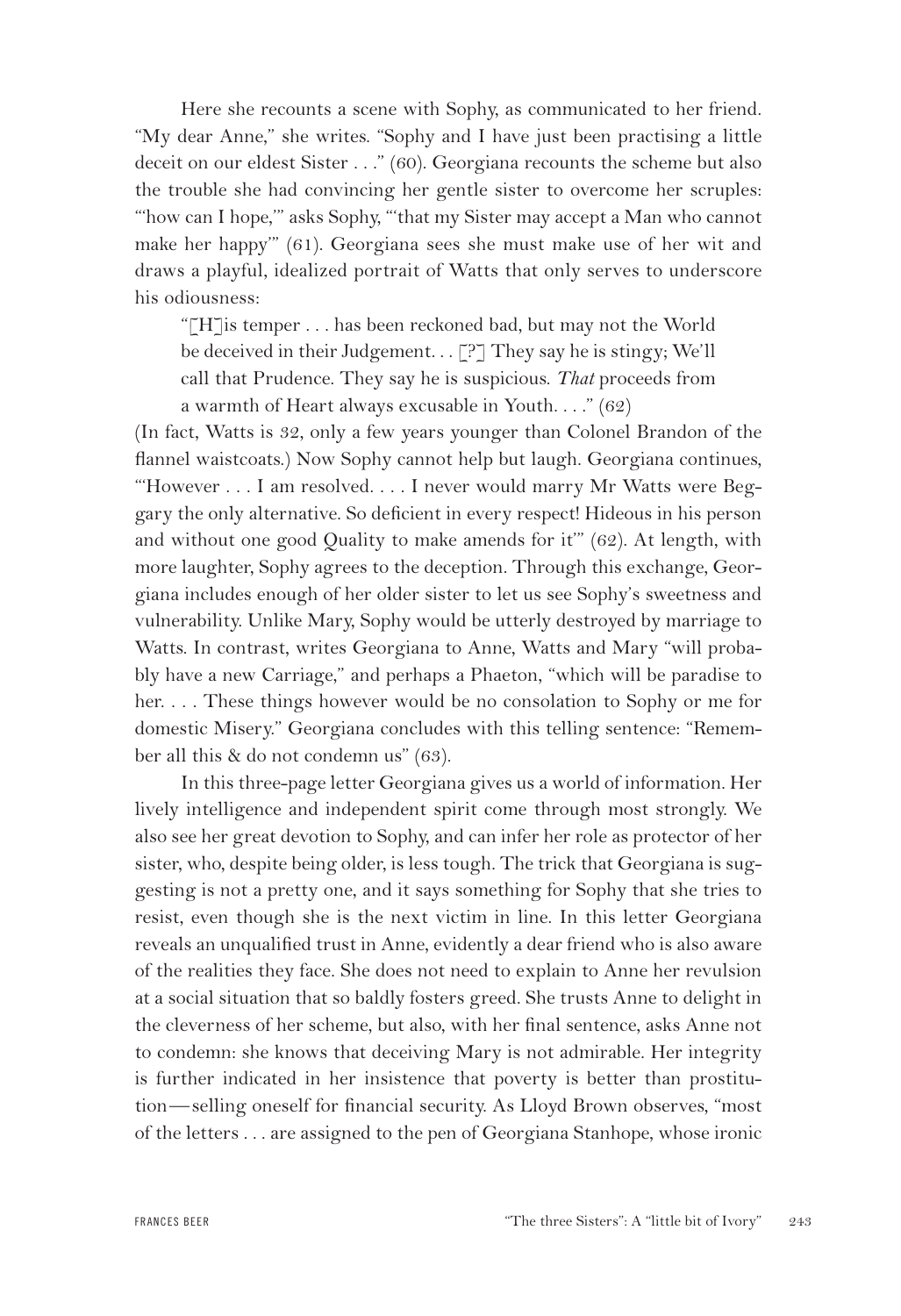Here she recounts a scene with Sophy, as communicated to her friend. "My dear Anne," she writes. "Sophy and I have just been practising a little deceit on our eldest Sister . . ." (60). Georgiana recounts the scheme but also the trouble she had convincing her gentle sister to overcome her scruples: "'how can I hope,'" asks Sophy, "'that my Sister may accept a Man who cannot make her happy'" (61). Georgiana sees she must make use of her wit and draws a playful, idealized portrait of Watts that only serves to underscore his odiousness:

> "[H]is temper . . . has been reckoned bad, but may not the World be deceived in their Judgement. . . [?] They say he is stingy; We'll call that Prudence. They say he is suspicious. *That* proceeds from a warmth of Heart always excusable in Youth. . . ." (62)

(In fact, Watts is 32, only a few years younger than Colonel Brandon of the flannel waistcoats.) Now Sophy cannot help but laugh. Georgiana continues, "'However . . . I am resolved. . . . I never would marry Mr Watts were Beggary the only alternative. So deficient in every respect! Hideous in his person and without one good Quality to make amends for it'" (62). At length, with more laughter, Sophy agrees to the deception. Through this exchange, Georgiana includes enough of her older sister to let us see Sophy's sweetness and vulnerability. Unlike Mary, Sophy would be utterly destroyed by marriage to Watts. In contrast, writes Georgiana to Anne, Watts and Mary "will probably have a new Carriage," and perhaps a Phaeton, "which will be paradise to her. . . . These things however would be no consolation to Sophy or me for domestic Misery." Georgiana concludes with this telling sentence: "Remember all this & do not condemn us" (63).

In this three-page letter Georgiana gives us a world of information. Her lively intelligence and independent spirit come through most strongly. We also see her great devotion to Sophy, and can infer her role as protector of her sister, who, despite being older, is less tough. The trick that Georgiana is suggesting is not a pretty one, and it says something for Sophy that she tries to resist, even though she is the next victim in line. In this letter Georgiana reveals an unqualified trust in Anne, evidently a dear friend who is also aware of the realities they face. She does not need to explain to Anne her revulsion at a social situation that so baldly fosters greed. She trusts Anne to delight in the cleverness of her scheme, but also, with her final sentence, asks Anne not to condemn: she knows that deceiving Mary is not admirable. Her integrity is further indicated in her insistence that poverty is better than prostitution—selling oneself for financial security. As Lloyd Brown observes, "most of the letters . . . are assigned to the pen of Georgiana Stanhope, whose ironic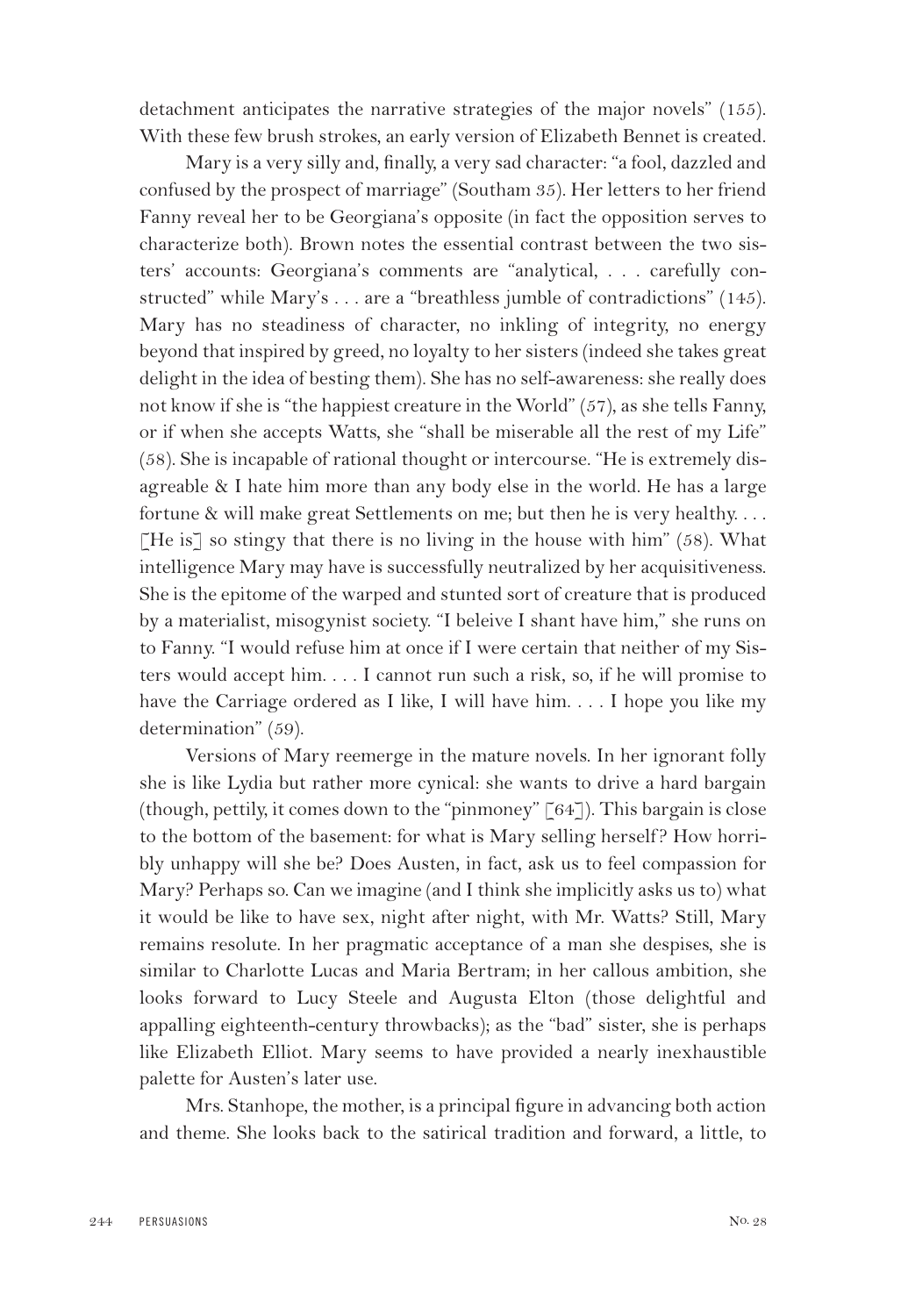detachment anticipates the narrative strategies of the major novels" (155). With these few brush strokes, an early version of Elizabeth Bennet is created.

Mary is a very silly and, finally, a very sad character: "a fool, dazzled and confused by the prospect of marriage" (Southam 35). Her letters to her friend Fanny reveal her to be Georgiana's opposite (in fact the opposition serves to characterize both). Brown notes the essential contrast between the two sisters' accounts: Georgiana's comments are "analytical, . . . carefully constructed" while Mary's . . . are a "breathless jumble of contradictions" (145). Mary has no steadiness of character, no inkling of integrity, no energy beyond that inspired by greed, no loyalty to her sisters (indeed she takes great delight in the idea of besting them). She has no self-awareness: she really does not know if she is "the happiest creature in the World" (57), as she tells Fanny, or if when she accepts Watts, she "shall be miserable all the rest of my Life" (58). She is incapable of rational thought or intercourse. "He is extremely disagreable & I hate him more than any body else in the world. He has a large fortune & will make great Settlements on me; but then he is very healthy. . . . [He is] so stingy that there is no living in the house with him" (58). What intelligence Mary may have is successfully neutralized by her acquisitiveness. She is the epitome of the warped and stunted sort of creature that is produced by a materialist, misogynist society. "I beleive I shant have him," she runs on to Fanny. "I would refuse him at once if I were certain that neither of my Sisters would accept him. . . . I cannot run such a risk, so, if he will promise to have the Carriage ordered as I like, I will have him. . . . I hope you like my determination" (59).

Versions of Mary reemerge in the mature novels. In her ignorant folly she is like Lydia but rather more cynical: she wants to drive a hard bargain (though, pettily, it comes down to the "pinmoney" [64]). This bargain is close to the bottom of the basement: for what is Mary selling herself? How horribly unhappy will she be? Does Austen, in fact, ask us to feel compassion for Mary? Perhaps so. Can we imagine (and I think she implicitly asks us to) what it would be like to have sex, night after night, with Mr. Watts? Still, Mary remains resolute. In her pragmatic acceptance of a man she despises, she is similar to Charlotte Lucas and Maria Bertram; in her callous ambition, she looks forward to Lucy Steele and Augusta Elton (those delightful and appalling eighteenth-century throwbacks); as the "bad" sister, she is perhaps like Elizabeth Elliot. Mary seems to have provided a nearly inexhaustible palette for Austen's later use.

Mrs. Stanhope, the mother, is a principal figure in advancing both action and theme. She looks back to the satirical tradition and forward, a little, to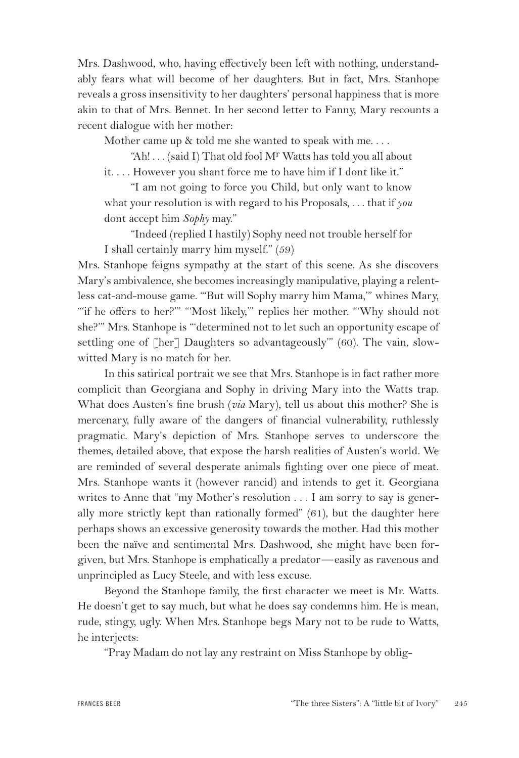Mrs. Dashwood, who, having effectively been left with nothing, understandably fears what will become of her daughters. But in fact, Mrs. Stanhope reveals a gross insensitivity to her daughters' personal happiness that is more akin to that of Mrs. Bennet. In her second letter to Fanny, Mary recounts a recent dialogue with her mother:

> Mother came up & told me she wanted to speak with me. . . .
>
> "Ah! . . . (said I) That old fool M[r] Watts has told you all about it. . . . However you shant force me to have him if I dont like it."
>
> "I am not going to force you Child, but only want to know what your resolution is with regard to his Proposals, . . . that if *you* dont accept him *Sophy* may."
>
> "Indeed (replied I hastily) Sophy need not trouble herself for I shall certainly marry him myself." (59)

Mrs. Stanhope feigns sympathy at the start of this scene. As she discovers Mary's ambivalence, she becomes increasingly manipulative, playing a relentless cat-and-mouse game. "'But will Sophy marry him Mama,'" whines Mary, "'if he offers to her?'" "'Most likely,'" replies her mother. "'Why should not she?'" Mrs. Stanhope is "'determined not to let such an opportunity escape of settling one of [her] Daughters so advantageously'" (60). The vain, slow-witted Mary is no match for her.

In this satirical portrait we see that Mrs. Stanhope is in fact rather more complicit than Georgiana and Sophy in driving Mary into the Watts trap. What does Austen's fine brush (*via* Mary), tell us about this mother? She is mercenary, fully aware of the dangers of financial vulnerability, ruthlessly pragmatic. Mary's depiction of Mrs. Stanhope serves to underscore the themes, detailed above, that expose the harsh realities of Austen's world. We are reminded of several desperate animals fighting over one piece of meat. Mrs. Stanhope wants it (however rancid) and intends to get it. Georgiana writes to Anne that "my Mother's resolution . . . I am sorry to say is generally more strictly kept than rationally formed" (61), but the daughter here perhaps shows an excessive generosity towards the mother. Had this mother been the naïve and sentimental Mrs. Dashwood, she might have been forgiven, but Mrs. Stanhope is emphatically a predator—easily as ravenous and unprincipled as Lucy Steele, and with less excuse.

Beyond the Stanhope family, the first character we meet is Mr. Watts. He doesn't get to say much, but what he does say condemns him. He is mean, rude, stingy, ugly. When Mrs. Stanhope begs Mary not to be rude to Watts, he interjects:

> "Pray Madam do not lay any restraint on Miss Stanhope by oblig-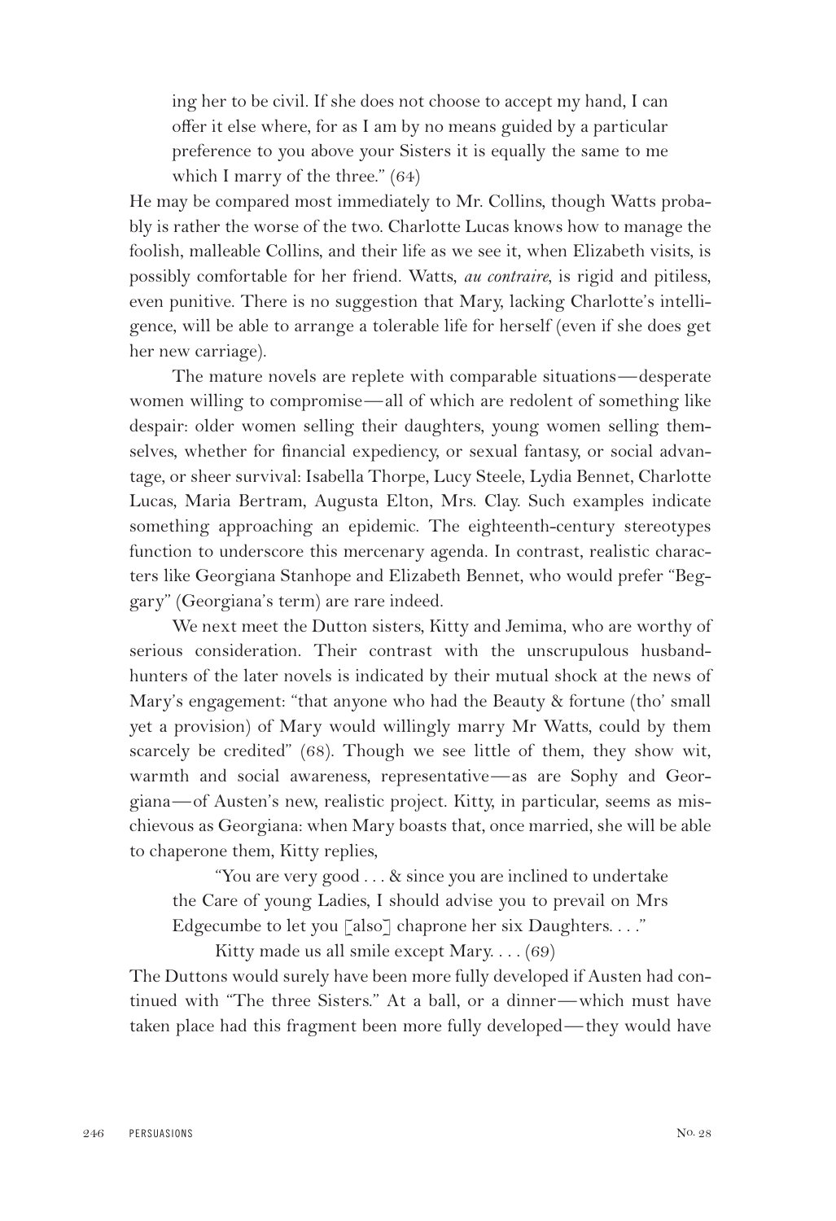> ing her to be civil. If she does not choose to accept my hand, I can offer it else where, for as I am by no means guided by a particular preference to you above your Sisters it is equally the same to me which I marry of the three." (64)

He may be compared most immediately to Mr. Collins, though Watts probably is rather the worse of the two. Charlotte Lucas knows how to manage the foolish, malleable Collins, and their life as we see it, when Elizabeth visits, is possibly comfortable for her friend. Watts, *au contraire*, is rigid and pitiless, even punitive. There is no suggestion that Mary, lacking Charlotte's intelligence, will be able to arrange a tolerable life for herself (even if she does get her new carriage).

The mature novels are replete with comparable situations—desperate women willing to compromise—all of which are redolent of something like despair: older women selling their daughters, young women selling themselves, whether for financial expediency, or sexual fantasy, or social advantage, or sheer survival: Isabella Thorpe, Lucy Steele, Lydia Bennet, Charlotte Lucas, Maria Bertram, Augusta Elton, Mrs. Clay. Such examples indicate something approaching an epidemic. The eighteenth-century stereotypes function to underscore this mercenary agenda. In contrast, realistic characters like Georgiana Stanhope and Elizabeth Bennet, who would prefer "Beggary" (Georgiana's term) are rare indeed.

We next meet the Dutton sisters, Kitty and Jemima, who are worthy of serious consideration. Their contrast with the unscrupulous husband-hunters of the later novels is indicated by their mutual shock at the news of Mary's engagement: "that anyone who had the Beauty & fortune (tho' small yet a provision) of Mary would willingly marry Mr Watts, could by them scarcely be credited" (68). Though we see little of them, they show wit, warmth and social awareness, representative—as are Sophy and Georgiana—of Austen's new, realistic project. Kitty, in particular, seems as mischievous as Georgiana: when Mary boasts that, once married, she will be able to chaperone them, Kitty replies,

> "You are very good . . . & since you are inclined to undertake the Care of young Ladies, I should advise you to prevail on Mrs Edgecumbe to let you [also] chaprone her six Daughters. . . ."
>
> Kitty made us all smile except Mary. . . . (69)

The Duttons would surely have been more fully developed if Austen had continued with "The three Sisters." At a ball, or a dinner—which must have taken place had this fragment been more fully developed—they would have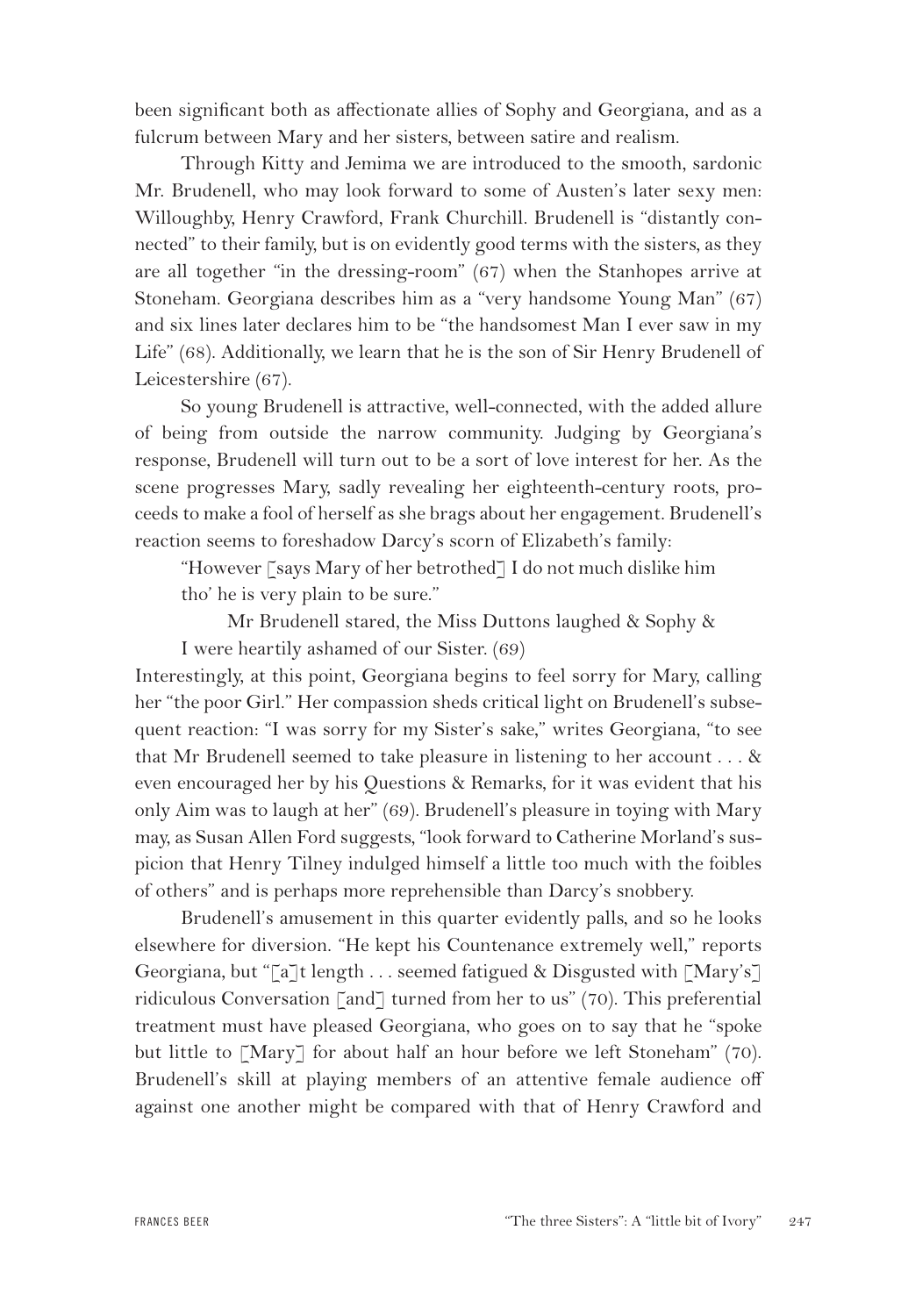been significant both as affectionate allies of Sophy and Georgiana, and as a fulcrum between Mary and her sisters, between satire and realism.

Through Kitty and Jemima we are introduced to the smooth, sardonic Mr. Brudenell, who may look forward to some of Austen's later sexy men: Willoughby, Henry Crawford, Frank Churchill. Brudenell is "distantly connected" to their family, but is on evidently good terms with the sisters, as they are all together "in the dressing-room" (67) when the Stanhopes arrive at Stoneham. Georgiana describes him as a "very handsome Young Man" (67) and six lines later declares him to be "the handsomest Man I ever saw in my Life" (68). Additionally, we learn that he is the son of Sir Henry Brudenell of Leicestershire (67).

So young Brudenell is attractive, well-connected, with the added allure of being from outside the narrow community. Judging by Georgiana's response, Brudenell will turn out to be a sort of love interest for her. As the scene progresses Mary, sadly revealing her eighteenth-century roots, proceeds to make a fool of herself as she brags about her engagement. Brudenell's reaction seems to foreshadow Darcy's scorn of Elizabeth's family:

> "However [says Mary of her betrothed] I do not much dislike him tho' he is very plain to be sure."
>
> Mr Brudenell stared, the Miss Duttons laughed & Sophy & I were heartily ashamed of our Sister. (69)

Interestingly, at this point, Georgiana begins to feel sorry for Mary, calling her "the poor Girl." Her compassion sheds critical light on Brudenell's subsequent reaction: "I was sorry for my Sister's sake," writes Georgiana, "to see that Mr Brudenell seemed to take pleasure in listening to her account . . . & even encouraged her by his Questions & Remarks, for it was evident that his only Aim was to laugh at her" (69). Brudenell's pleasure in toying with Mary may, as Susan Allen Ford suggests, "look forward to Catherine Morland's suspicion that Henry Tilney indulged himself a little too much with the foibles of others" and is perhaps more reprehensible than Darcy's snobbery.

Brudenell's amusement in this quarter evidently palls, and so he looks elsewhere for diversion. "He kept his Countenance extremely well," reports Georgiana, but "[a]t length . . . seemed fatigued & Disgusted with [Mary's] ridiculous Conversation [and] turned from her to us" (70). This preferential treatment must have pleased Georgiana, who goes on to say that he "spoke but little to [Mary] for about half an hour before we left Stoneham" (70). Brudenell's skill at playing members of an attentive female audience off against one another might be compared with that of Henry Crawford and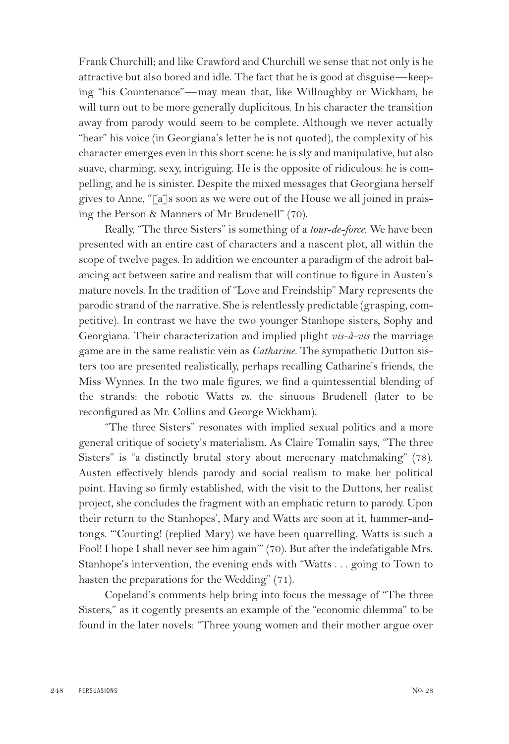Frank Churchill; and like Crawford and Churchill we sense that not only is he attractive but also bored and idle. The fact that he is good at disguise—keeping "his Countenance"—may mean that, like Willoughby or Wickham, he will turn out to be more generally duplicitous. In his character the transition away from parody would seem to be complete. Although we never actually "hear" his voice (in Georgiana's letter he is not quoted), the complexity of his character emerges even in this short scene: he is sly and manipulative, but also suave, charming, sexy, intriguing. He is the opposite of ridiculous: he is compelling, and he is sinister. Despite the mixed messages that Georgiana herself gives to Anne, "[a]s soon as we were out of the House we all joined in praising the Person & Manners of Mr Brudenell" (70).

Really, "The three Sisters" is something of a *tour-de-force*. We have been presented with an entire cast of characters and a nascent plot, all within the scope of twelve pages. In addition we encounter a paradigm of the adroit balancing act between satire and realism that will continue to figure in Austen's mature novels. In the tradition of "Love and Freindship" Mary represents the parodic strand of the narrative. She is relentlessly predictable (grasping, competitive). In contrast we have the two younger Stanhope sisters, Sophy and Georgiana. Their characterization and implied plight *vis-à-vis* the marriage game are in the same realistic vein as *Catharine*. The sympathetic Dutton sisters too are presented realistically, perhaps recalling Catharine's friends, the Miss Wynnes. In the two male figures, we find a quintessential blending of the strands: the robotic Watts *vs.* the sinuous Brudenell (later to be reconfigured as Mr. Collins and George Wickham).

"The three Sisters" resonates with implied sexual politics and a more general critique of society's materialism. As Claire Tomalin says, "The three Sisters" is "a distinctly brutal story about mercenary matchmaking" (78). Austen effectively blends parody and social realism to make her political point. Having so firmly established, with the visit to the Duttons, her realist project, she concludes the fragment with an emphatic return to parody. Upon their return to the Stanhopes', Mary and Watts are soon at it, hammer-and-tongs. "'Courting! (replied Mary) we have been quarrelling. Watts is such a Fool! I hope I shall never see him again'" (70). But after the indefatigable Mrs. Stanhope's intervention, the evening ends with "Watts . . . going to Town to hasten the preparations for the Wedding" (71).

Copeland's comments help bring into focus the message of "The three Sisters," as it cogently presents an example of the "economic dilemma" to be found in the later novels: "Three young women and their mother argue over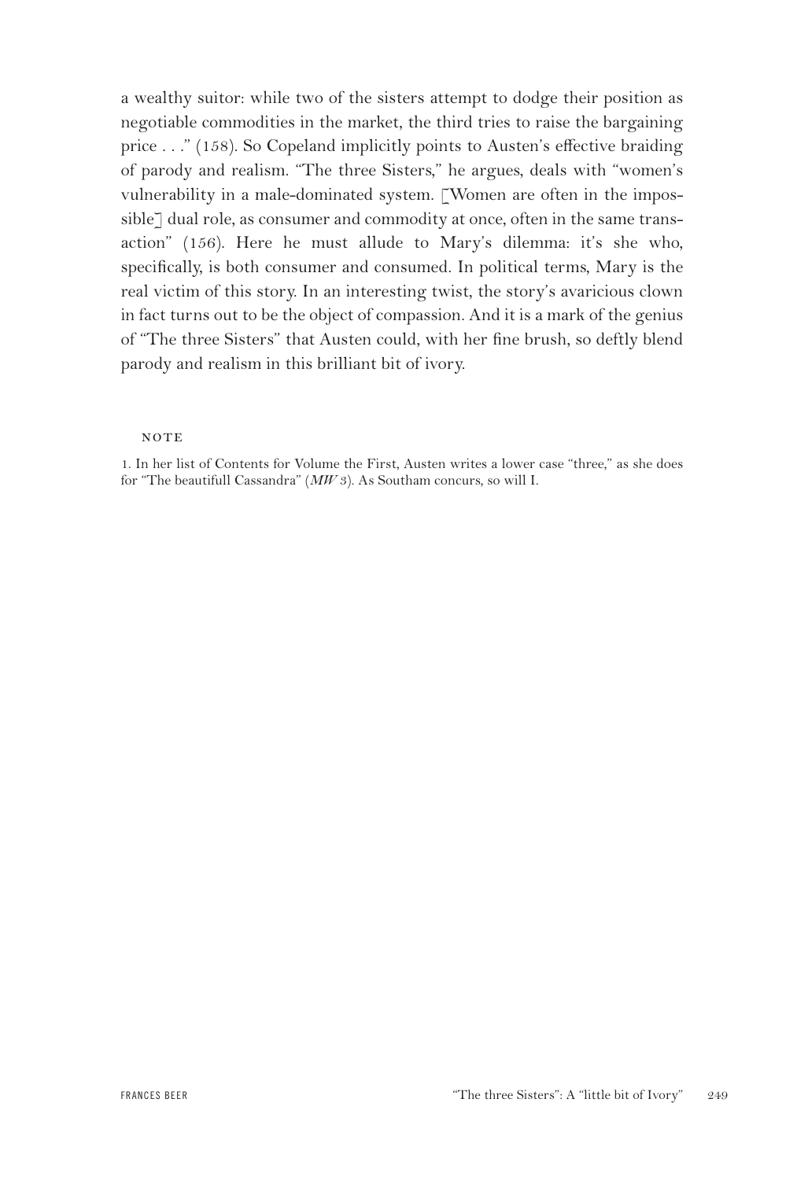a wealthy suitor: while two of the sisters attempt to dodge their position as negotiable commodities in the market, the third tries to raise the bargaining price . . ." (158). So Copeland implicitly points to Austen's effective braiding of parody and realism. "The three Sisters," he argues, deals with "women's vulnerability in a male-dominated system. [Women are often in the impossible] dual role, as consumer and commodity at once, often in the same transaction" (156). Here he must allude to Mary's dilemma: it's she who, specifically, is both consumer and consumed. In political terms, Mary is the real victim of this story. In an interesting twist, the story's avaricious clown in fact turns out to be the object of compassion. And it is a mark of the genius of "The three Sisters" that Austen could, with her fine brush, so deftly blend parody and realism in this brilliant bit of ivory.

## NOTE

1. In her list of Contents for Volume the First, Austen writes a lower case "three," as she does for "The beautifull Cassandra" (*MW* 3). As Southam concurs, so will I.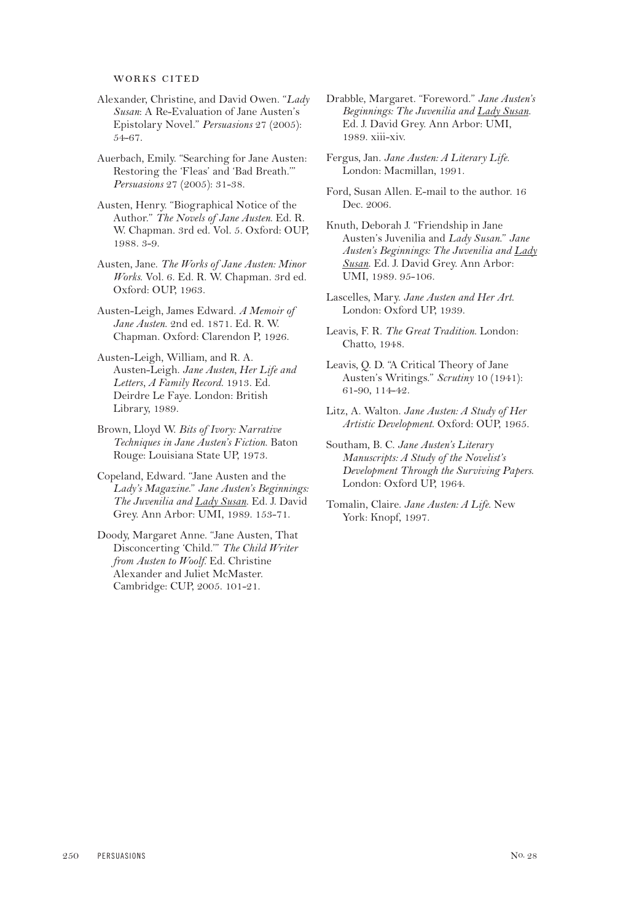## WORKS CITED

Alexander, Christine, and David Owen. "*Lady Susan*: A Re-Evaluation of Jane Austen's Epistolary Novel." *Persuasions* 27 (2005): 54-67.

Auerbach, Emily. "Searching for Jane Austen: Restoring the 'Fleas' and 'Bad Breath.'" *Persuasions* 27 (2005): 31-38.

Austen, Henry. "Biographical Notice of the Author." *The Novels of Jane Austen.* Ed. R. W. Chapman. 3rd ed. Vol. 5. Oxford: OUP, 1988. 3-9.

Austen, Jane. *The Works of Jane Austen: Minor Works.* Vol. 6. Ed. R. W. Chapman. 3rd ed. Oxford: OUP, 1963.

Austen-Leigh, James Edward. *A Memoir of Jane Austen.* 2nd ed. 1871. Ed. R. W. Chapman. Oxford: Clarendon P, 1926.

Austen-Leigh, William, and R. A. Austen-Leigh. *Jane Austen, Her Life and Letters, A Family Record.* 1913. Ed. Deirdre Le Faye. London: British Library, 1989.

Brown, Lloyd W. *Bits of Ivory: Narrative Techniques in Jane Austen's Fiction.* Baton Rouge: Louisiana State UP, 1973.

Copeland, Edward. "Jane Austen and the *Lady's Magazine.*" *Jane Austen's Beginnings: The Juvenilia and Lady Susan.* Ed. J. David Grey. Ann Arbor: UMI, 1989. 153-71.

Doody, Margaret Anne. "Jane Austen, That Disconcerting 'Child.'" *The Child Writer from Austen to Woolf.* Ed. Christine Alexander and Juliet McMaster. Cambridge: CUP, 2005. 101-21.

Drabble, Margaret. "Foreword." *Jane Austen's Beginnings: The Juvenilia and Lady Susan.* Ed. J. David Grey. Ann Arbor: UMI, 1989. xiii-xiv.

Fergus, Jan. *Jane Austen: A Literary Life.* London: Macmillan, 1991.

Ford, Susan Allen. E-mail to the author. 16 Dec. 2006.

Knuth, Deborah J. "Friendship in Jane Austen's Juvenilia and *Lady Susan.*" *Jane Austen's Beginnings: The Juvenilia and Lady Susan.* Ed. J. David Grey. Ann Arbor: UMI, 1989. 95-106.

Lascelles, Mary. *Jane Austen and Her Art.* London: Oxford UP, 1939.

Leavis, F. R. *The Great Tradition.* London: Chatto, 1948.

Leavis, Q. D. "A Critical Theory of Jane Austen's Writings." *Scrutiny* 10 (1941): 61-90, 114-42.

Litz, A. Walton. *Jane Austen: A Study of Her Artistic Development.* Oxford: OUP, 1965.

Southam, B. C. *Jane Austen's Literary Manuscripts: A Study of the Novelist's Development Through the Surviving Papers.* London: Oxford UP, 1964.

Tomalin, Claire. *Jane Austen: A Life.* New York: Knopf, 1997.